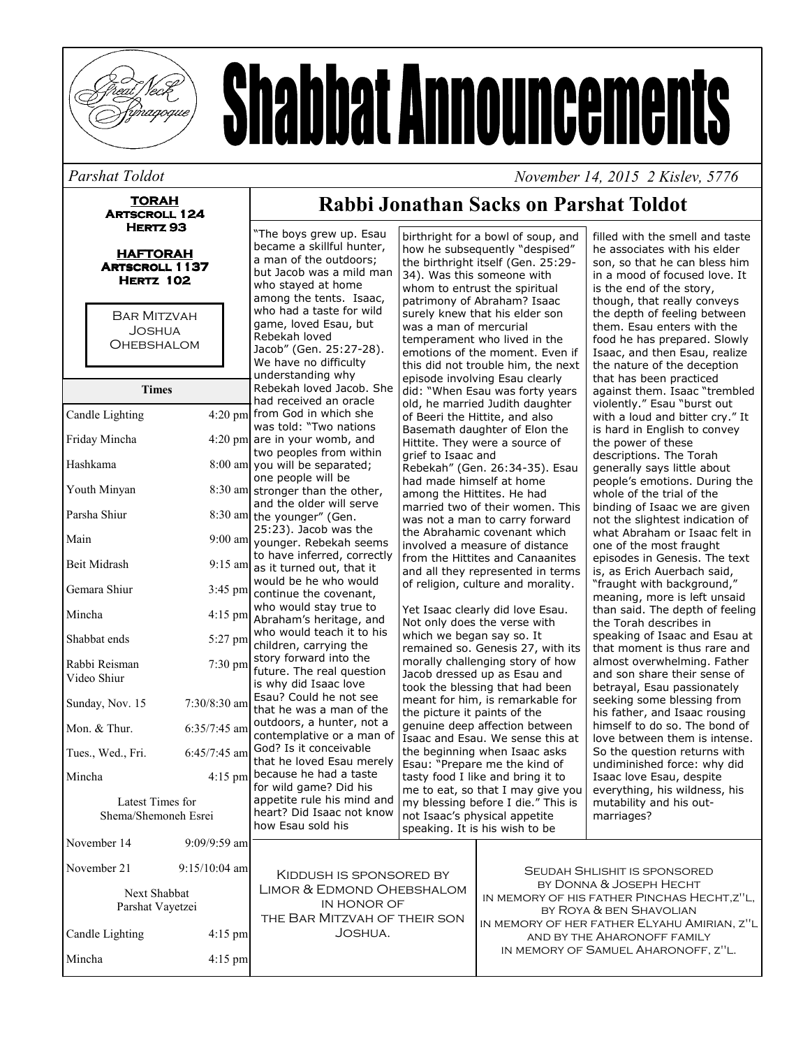# Shabbat Announcements

*Parshat Toldot* — *November 14, 2015 2 Kislev, 5776*

**TORAH**
**Artscroll 124**
**Hertz 93**

**HAFTORAH**
**Artscroll 1137**
**Hertz 102**

Bar Mitzvah
Joshua
Ohebshalom

| Times | |
|---|---|
| Candle Lighting | 4:20 pm |
| Friday Mincha | 4:20 pm |
| Hashkama | 8:00 am |
| Youth Minyan | 8:30 am |
| Parsha Shiur | 8:30 am |
| Main | 9:00 am |
| Beit Midrash | 9:15 am |
| Gemara Shiur | 3:45 pm |
| Mincha | 4:15 pm |
| Shabbat ends | 5:27 pm |
| Rabbi Reisman Video Shiur | 7:30 pm |
| Sunday, Nov. 15 | 7:30/8:30 am |
| Mon. & Thur. | 6:35/7:45 am |
| Tues., Wed., Fri. | 6:45/7:45 am |
| Mincha | 4:15 pm |
| **Latest Times for Shema/Shemoneh Esrei** | |
| November 14 | 9:09/9:59 am |
| November 21 | 9:15/10:04 am |
| **Next Shabbat Parshat Vayetzei** | |
| Candle Lighting | 4:15 pm |
| Mincha | 4:15 pm |

## Rabbi Jonathan Sacks on Parshat Toldot

"The boys grew up. Esau became a skillful hunter, a man of the outdoors; but Jacob was a mild man who stayed at home among the tents. Isaac, who had a taste for wild game, loved Esau, but Rebekah loved Jacob" (Gen. 25:27-28). We have no difficulty understanding why Rebekah loved Jacob. She had received an oracle from God in which she was told: "Two nations are in your womb, and two peoples from within you will be separated; one people will be stronger than the other, and the older will serve the younger" (Gen. 25:23). Jacob was the younger. Rebekah seems to have inferred, correctly as it turned out, that it would be he who would continue the covenant, who would stay true to Abraham's heritage, and who would teach it to his children, carrying the story forward into the future. The real question is why did Isaac love Esau? Could he not see that he was a man of the outdoors, a hunter, not a contemplative or a man of God? Is it conceivable that he loved Esau merely because he had a taste for wild game? Did his appetite rule his mind and heart? Did Isaac not know how Esau sold his birthright for a bowl of soup, and how he subsequently "despised" the birthright itself (Gen. 25:29-34). Was this someone with whom to entrust the spiritual patrimony of Abraham? Isaac surely knew that his elder son was a man of mercurial temperament who lived in the emotions of the moment. Even if this did not trouble him, the next episode involving Esau clearly did: "When Esau was forty years old, he married Judith daughter of Beeri the Hittite, and also Basemath daughter of Elon the Hittite. They were a source of grief to Isaac and Rebekah" (Gen. 26:34-35). Esau had made himself at home among the Hittites. He had married two of their women. This was not a man to carry forward the Abrahamic covenant which involved a measure of distance from the Hittites and Canaanites and all they represented in terms of religion, culture and morality.

Yet Isaac clearly did love Esau. Not only does the verse with which we began say so. It remained so. Genesis 27, with its morally challenging story of how Jacob dressed up as Esau and took the blessing that had been meant for him, is remarkable for the picture it paints of the genuine deep affection between Isaac and Esau. We sense this at the beginning when Isaac asks Esau: "Prepare me the kind of tasty food I like and bring it to me to eat, so that I may give you my blessing before I die." This is not Isaac's physical appetite speaking. It is his wish to be filled with the smell and taste he associates with his elder son, so that he can bless him in a mood of focused love. It is the end of the story, though, that really conveys the depth of feeling between them. Esau enters with the food he has prepared. Slowly Isaac, and then Esau, realize the nature of the deception that has been practiced against them. Isaac "trembled violently." Esau "burst out with a loud and bitter cry." It is hard in English to convey the power of these descriptions. The Torah generally says little about people's emotions. During the whole of the trial of the binding of Isaac we are given not the slightest indication of what Abraham or Isaac felt in one of the most fraught episodes in Genesis. The text is, as Erich Auerbach said, "fraught with background," meaning, more is left unsaid than said. The depth of feeling the Torah describes in speaking of Isaac and Esau at that moment is thus rare and almost overwhelming. Father and son share their sense of betrayal, Esau passionately seeking some blessing from his father, and Isaac rousing himself to do so. The bond of love between them is intense. So the question returns with undiminished force: why did Isaac love Esau, despite everything, his wildness, his mutability and his out-marriages?

Kiddush is sponsored by
Limor & Edmond Ohebshalom
in honor of
the Bar Mitzvah of their son
Joshua.

Seudah Shlishit is sponsored
by Donna & Joseph Hecht
in memory of his father Pinchas Hecht,z''l,
by Roya & ben Shavolian
in memory of her father Elyahu Amirian, z''l
and by the Aharonoff family
in memory of Samuel Aharonoff, z''l.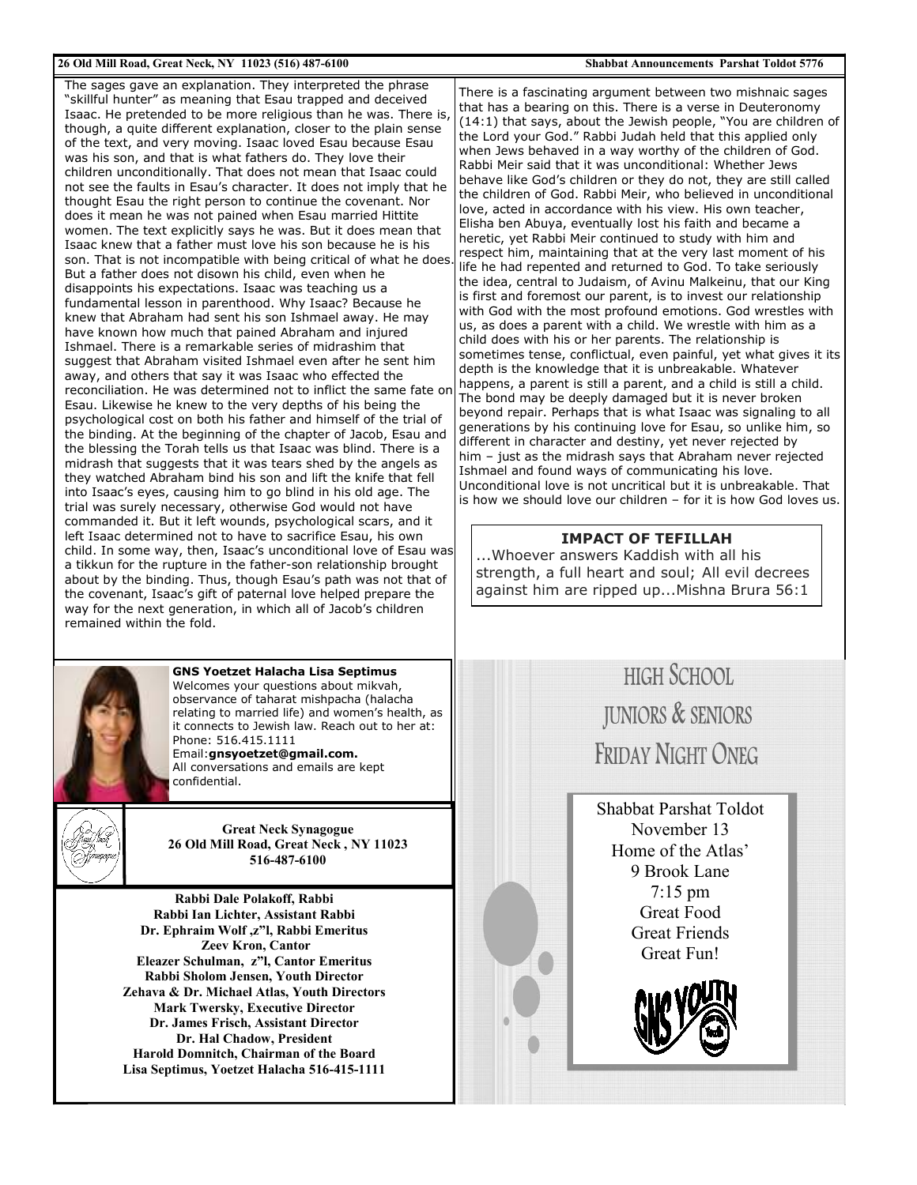The sages gave an explanation. They interpreted the phrase "skillful hunter" as meaning that Esau trapped and deceived Isaac. He pretended to be more religious than he was. There is, though, a quite different explanation, closer to the plain sense of the text, and very moving. Isaac loved Esau because Esau was his son, and that is what fathers do. They love their children unconditionally. That does not mean that Isaac could not see the faults in Esau's character. It does not imply that he thought Esau the right person to continue the covenant. Nor does it mean he was not pained when Esau married Hittite women. The text explicitly says he was. But it does mean that Isaac knew that a father must love his son because he is his son. That is not incompatible with being critical of what he does. But a father does not disown his child, even when he disappoints his expectations. Isaac was teaching us a fundamental lesson in parenthood. Why Isaac? Because he knew that Abraham had sent his son Ishmael away. He may have known how much that pained Abraham and injured Ishmael. There is a remarkable series of midrashim that suggest that Abraham visited Ishmael even after he sent him away, and others that say it was Isaac who effected the reconciliation. He was determined not to inflict the same fate on Esau. Likewise he knew to the very depths of his being the psychological cost on both his father and himself of the trial of the binding. At the beginning of the chapter of Jacob, Esau and the blessing the Torah tells us that Isaac was blind. There is a midrash that suggests that it was tears shed by the angels as they watched Abraham bind his son and lift the knife that fell into Isaac's eyes, causing him to go blind in his old age. The trial was surely necessary, otherwise God would not have commanded it. But it left wounds, psychological scars, and it left Isaac determined not to have to sacrifice Esau, his own child. In some way, then, Isaac's unconditional love of Esau was a tikkun for the rupture in the father-son relationship brought about by the binding. Thus, though Esau's path was not that of the covenant, Isaac's gift of paternal love helped prepare the way for the next generation, in which all of Jacob's children remained within the fold.

There is a fascinating argument between two mishnaic sages that has a bearing on this. There is a verse in Deuteronomy (14:1) that says, about the Jewish people, "You are children of the Lord your God." Rabbi Judah held that this applied only when Jews behaved in a way worthy of the children of God. Rabbi Meir said that it was unconditional: Whether Jews behave like God's children or they do not, they are still called the children of God. Rabbi Meir, who believed in unconditional love, acted in accordance with his view. His own teacher, Elisha ben Abuya, eventually lost his faith and became a heretic, yet Rabbi Meir continued to study with him and respect him, maintaining that at the very last moment of his life he had repented and returned to God. To take seriously the idea, central to Judaism, of Avinu Malkeinu, that our King is first and foremost our parent, is to invest our relationship with God with the most profound emotions. God wrestles with us, as does a parent with a child. We wrestle with him as a child does with his or her parents. The relationship is sometimes tense, conflictual, even painful, yet what gives it its depth is the knowledge that it is unbreakable. Whatever happens, a parent is still a parent, and a child is still a child. The bond may be deeply damaged but it is never broken beyond repair. Perhaps that is what Isaac was signaling to all generations by his continuing love for Esau, so unlike him, so different in character and destiny, yet never rejected by him – just as the midrash says that Abraham never rejected Ishmael and found ways of communicating his love. Unconditional love is not uncritical but it is unbreakable. That is how we should love our children – for it is how God loves us.

**IMPACT OF TEFILLAH**

...Whoever answers Kaddish with all his strength, a full heart and soul; All evil decrees against him are ripped up...Mishna Brura 56:1

**GNS Yoetzet Halacha Lisa Septimus**
Welcomes your questions about mikvah, observance of taharat mishpacha (halacha relating to married life) and women's health, as it connects to Jewish law. Reach out to her at:
Phone: 516.415.1111
Email:**gnsyoetzet@gmail.com.**
All conversations and emails are kept confidential.

**Great Neck Synagogue**
**26 Old Mill Road, Great Neck , NY 11023**
**516-487-6100**

**Rabbi Dale Polakoff, Rabbi**
**Rabbi Ian Lichter, Assistant Rabbi**
**Dr. Ephraim Wolf ,z"l, Rabbi Emeritus**
**Zeev Kron, Cantor**
**Eleazer Schulman, z"l, Cantor Emeritus**
**Rabbi Sholom Jensen, Youth Director**
**Zehava & Dr. Michael Atlas, Youth Directors**
**Mark Twersky, Executive Director**
**Dr. James Frisch, Assistant Director**
**Dr. Hal Chadow, President**
**Harold Domnitch, Chairman of the Board**
**Lisa Septimus, Yoetzet Halacha 516-415-1111**

## HIGH SCHOOL JUNIORS & SENIORS FRIDAY NIGHT ONEG

Shabbat Parshat Toldot
November 13
Home of the Atlas'
9 Brook Lane
7:15 pm
Great Food
Great Friends
Great Fun!

GNS YOUTH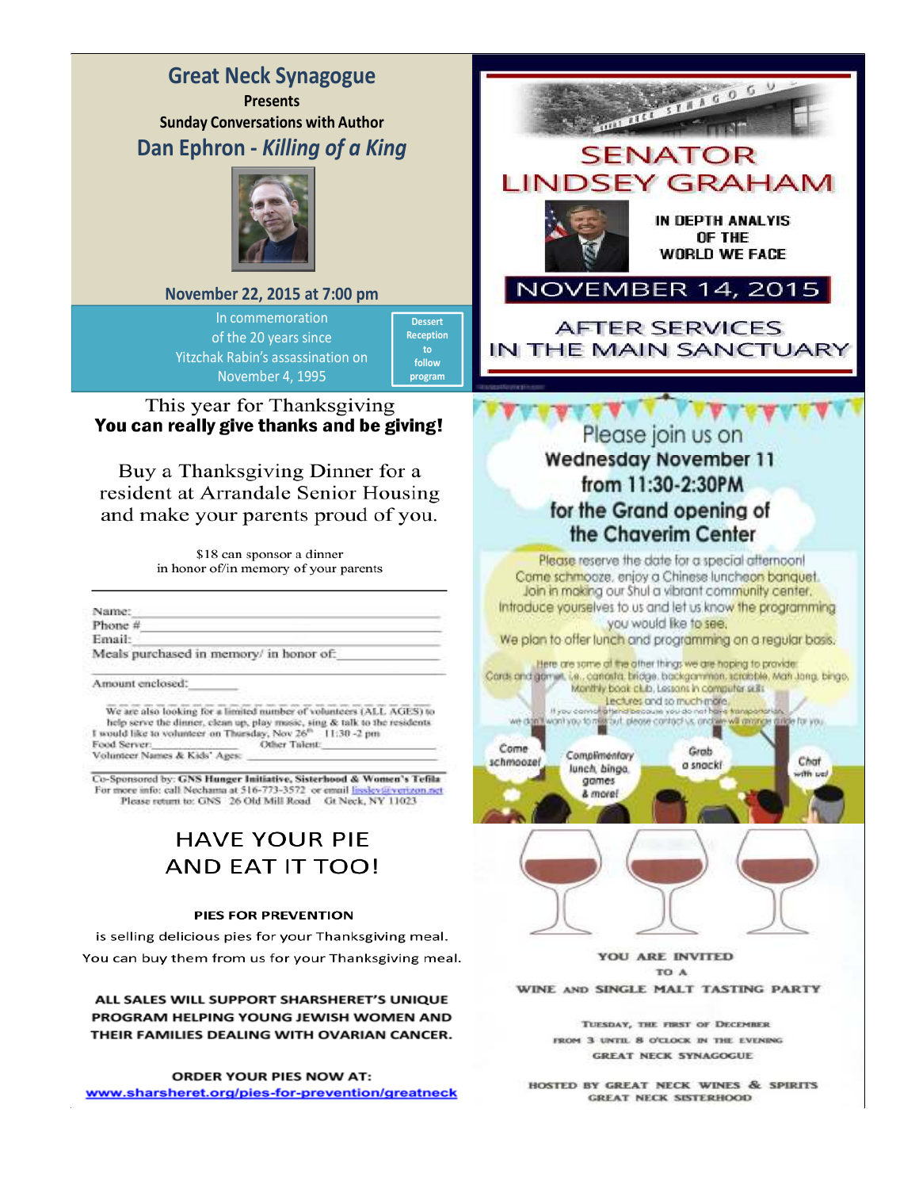## Great Neck Synagogue

**Presents**

**Sunday Conversations with Author**

## Dan Ephron - *Killing of a King*

**November 22, 2015 at 7:00 pm**

In commemoration of the 20 years since Yitzchak Rabin's assassination on November 4, 1995

**Dessert Reception to follow program**

## SENATOR LINDSEY GRAHAM

**IN DEPTH ANALYIS OF THE WORLD WE FACE**

**NOVEMBER 14, 2015**

AFTER SERVICES IN THE MAIN SANCTUARY

This year for Thanksgiving

**You can really give thanks and be giving!**

Buy a Thanksgiving Dinner for a resident at Arrandale Senior Housing and make your parents proud of you.

$18 can sponsor a dinner in honor of/in memory of your parents

Name: ____________________

Phone # ____________________

Email: ____________________

Meals purchased in memory/ in honor of: ____________________

Amount enclosed: ________

We are also looking for a limited number of volunteers (ALL AGES) to help serve the dinner, clean up, play music, sing & talk to the residents

I would like to volunteer on Thursday, Nov 26th 11:30 -2 pm

Food Server: ____________ Other Talent: ____________

Volunteer Names & Kids' Ages: ____________________

Co-Sponsored by: **GNS Hunger Initiative, Sisterhood & Women's Tefila**

For more info: call Nechama at 516-773-3572 or email lisslev@verizon.net

Please return to: GNS 26 Old Mill Road Gt Neck, NY 11023

Please join us on

**Wednesday November 11 from 11:30-2:30PM for the Grand opening of the Chaverim Center**

Please reserve the date for a special afternoon! Come schmooze, enjoy a Chinese luncheon banquet. Join in making our Shul a vibrant community center. Introduce yourselves to us and let us know the programming you would like to see.

We plan to offer lunch and programming on a regular basis.

Here are some of the other things we are hoping to provide: Cards and games, i.e., canasta, bridge, backgammon, scrabble, Mah Jong, bingo. Monthly book club. Lessons in computer skills. Lectures and so much more.

If you cannot attend because you do not have transportation, we don't want you to miss out, please contact us, and we will arrange a ride for you.

Come schmooze! · Complimentary lunch, bingo, games & more! · Grab a snack! · Chat with us!

## HAVE YOUR PIE AND EAT IT TOO!

**PIES FOR PREVENTION**

is selling delicious pies for your Thanksgiving meal.

You can buy them from us for your Thanksgiving meal.

**ALL SALES WILL SUPPORT SHARSHERET'S UNIQUE PROGRAM HELPING YOUNG JEWISH WOMEN AND THEIR FAMILIES DEALING WITH OVARIAN CANCER.**

**ORDER YOUR PIES NOW AT:**

www.sharsheret.org/pies-for-prevention/greatneck

**YOU ARE INVITED TO A**

**WINE AND SINGLE MALT TASTING PARTY**

TUESDAY, THE FIRST OF DECEMBER

FROM 3 UNTIL 8 O'CLOCK IN THE EVENING

GREAT NECK SYNAGOGUE

HOSTED BY GREAT NECK WINES & SPIRITS

GREAT NECK SISTERHOOD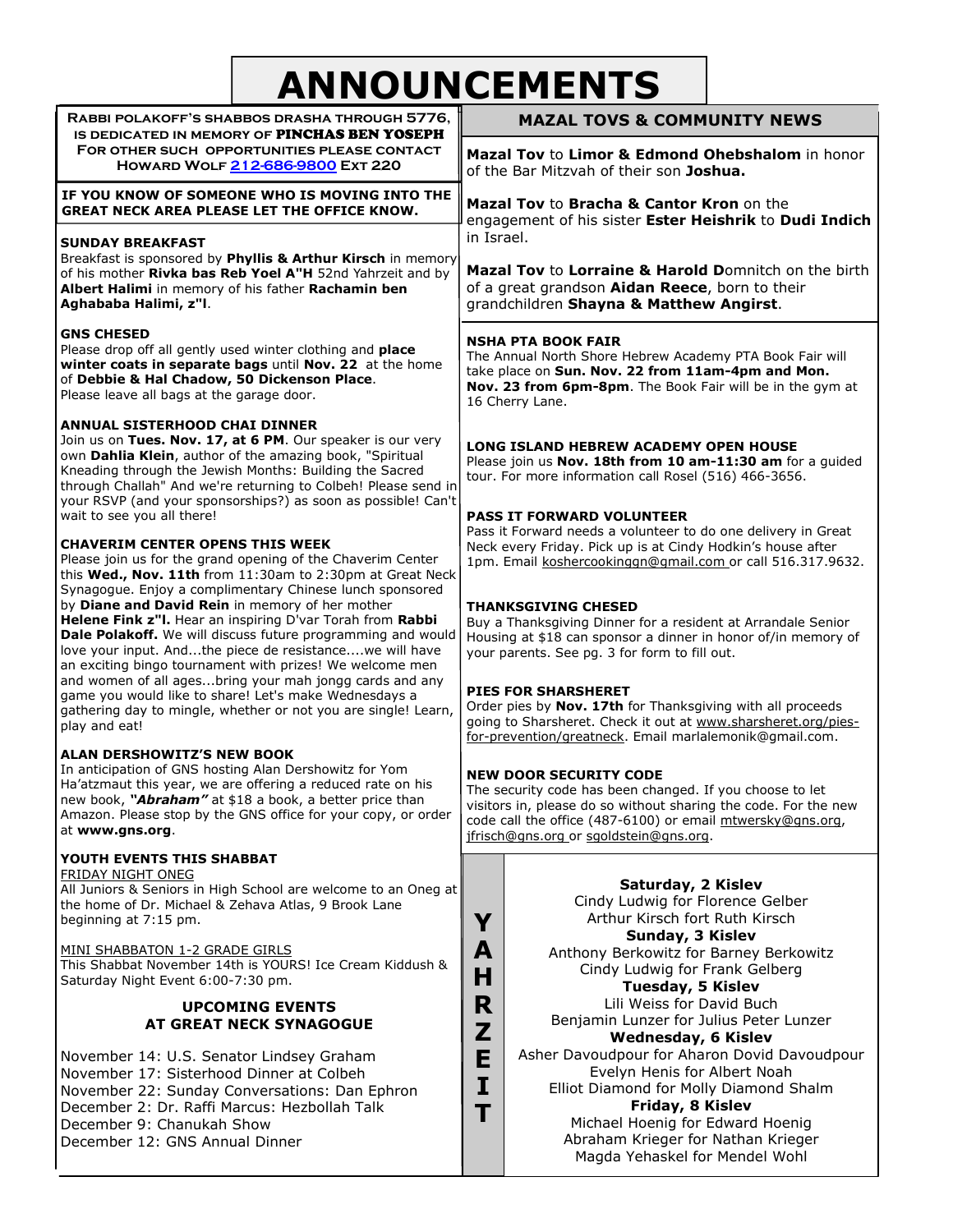# ANNOUNCEMENTS

**RABBI POLAKOFF'S SHABBOS DRASHA THROUGH 5776, IS DEDICATED IN MEMORY OF PINCHAS BEN YOSEPH**
**FOR OTHER SUCH OPPORTUNITIES PLEASE CONTACT HOWARD WOLF 212-686-9800 EXT 220**

**IF YOU KNOW OF SOMEONE WHO IS MOVING INTO THE GREAT NECK AREA PLEASE LET THE OFFICE KNOW.**

### SUNDAY BREAKFAST

Breakfast is sponsored by **Phyllis & Arthur Kirsch** in memory of his mother **Rivka bas Reb Yoel A"H** 52nd Yahrzeit and by **Albert Halimi** in memory of his father **Rachamin ben Aghababa Halimi, z"l**.

### GNS CHESED

Please drop off all gently used winter clothing and **place winter coats in separate bags** until **Nov. 22** at the home of **Debbie & Hal Chadow, 50 Dickenson Place**. Please leave all bags at the garage door.

### ANNUAL SISTERHOOD CHAI DINNER

Join us on **Tues. Nov. 17, at 6 PM**. Our speaker is our very own **Dahlia Klein**, author of the amazing book, "Spiritual Kneading through the Jewish Months: Building the Sacred through Challah" And we're returning to Colbeh! Please send in your RSVP (and your sponsorships?) as soon as possible! Can't wait to see you all there!

### CHAVERIM CENTER OPENS THIS WEEK

Please join us for the grand opening of the Chaverim Center this **Wed., Nov. 11th** from 11:30am to 2:30pm at Great Neck Synagogue. Enjoy a complimentary Chinese lunch sponsored by **Diane and David Rein** in memory of her mother **Helene Fink z"l.** Hear an inspiring D'var Torah from **Rabbi Dale Polakoff.** We will discuss future programming and would love your input. And...the piece de resistance....we will have an exciting bingo tournament with prizes! We welcome men and women of all ages...bring your mah jongg cards and any game you would like to share! Let's make Wednesdays a gathering day to mingle, whether or not you are single! Learn, play and eat!

### ALAN DERSHOWITZ'S NEW BOOK

In anticipation of GNS hosting Alan Dershowitz for Yom Ha'atzmaut this year, we are offering a reduced rate on his new book, ***"Abraham"*** at $18 a book, a better price than Amazon. Please stop by the GNS office for your copy, or order at **www.gns.org**.

### YOUTH EVENTS THIS SHABBAT

FRIDAY NIGHT ONEG
All Juniors & Seniors in High School are welcome to an Oneg at the home of Dr. Michael & Zehava Atlas, 9 Brook Lane beginning at 7:15 pm.

MINI SHABBATON 1-2 GRADE GIRLS
This Shabbat November 14th is YOURS! Ice Cream Kiddush & Saturday Night Event 6:00-7:30 pm.

### UPCOMING EVENTS AT GREAT NECK SYNAGOGUE

November 14: U.S. Senator Lindsey Graham
November 17: Sisterhood Dinner at Colbeh
November 22: Sunday Conversations: Dan Ephron
December 2: Dr. Raffi Marcus: Hezbollah Talk
December 9: Chanukah Show
December 12: GNS Annual Dinner

## MAZAL TOVS & COMMUNITY NEWS

**Mazal Tov** to **Limor & Edmond Ohebshalom** in honor of the Bar Mitzvah of their son **Joshua.**

**Mazal Tov** to **Bracha & Cantor Kron** on the engagement of his sister **Ester Heishrik** to **Dudi Indich** in Israel.

**Mazal Tov** to **Lorraine & Harold D**omnitch on the birth of a great grandson **Aidan Reece**, born to their grandchildren **Shayna & Matthew Angirst**.

### NSHA PTA BOOK FAIR

The Annual North Shore Hebrew Academy PTA Book Fair will take place on **Sun. Nov. 22 from 11am-4pm and Mon. Nov. 23 from 6pm-8pm**. The Book Fair will be in the gym at 16 Cherry Lane.

### LONG ISLAND HEBREW ACADEMY OPEN HOUSE

Please join us **Nov. 18th from 10 am-11:30 am** for a guided tour. For more information call Rosel (516) 466-3656.

### PASS IT FORWARD VOLUNTEER

Pass it Forward needs a volunteer to do one delivery in Great Neck every Friday. Pick up is at Cindy Hodkin's house after 1pm. Email koshercookinggn@gmail.com or call 516.317.9632.

### THANKSGIVING CHESED

Buy a Thanksgiving Dinner for a resident at Arrandale Senior Housing at $18 can sponsor a dinner in honor of/in memory of your parents. See pg. 3 for form to fill out.

### PIES FOR SHARSHERET

Order pies by **Nov. 17th** for Thanksgiving with all proceeds going to Sharsheret. Check it out at www.sharsheret.org/pies-for-prevention/greatneck. Email marlalemonik@gmail.com.

### NEW DOOR SECURITY CODE

The security code has been changed. If you choose to let visitors in, please do so without sharing the code. For the new code call the office (487-6100) or email mtwersky@gns.org, jfrisch@gns.org or sgoldstein@gns.org.

## YAHRZEIT

**Saturday, 2 Kislev**
Cindy Ludwig for Florence Gelber
Arthur Kirsch fort Ruth Kirsch

**Sunday, 3 Kislev**
Anthony Berkowitz for Barney Berkowitz
Cindy Ludwig for Frank Gelberg

**Tuesday, 5 Kislev**
Lili Weiss for David Buch
Benjamin Lunzer for Julius Peter Lunzer

**Wednesday, 6 Kislev**
Asher Davoudpour for Aharon Dovid Davoudpour
Evelyn Henis for Albert Noah
Elliot Diamond for Molly Diamond Shalm

**Friday, 8 Kislev**
Michael Hoenig for Edward Hoenig
Abraham Krieger for Nathan Krieger
Magda Yehaskel for Mendel Wohl